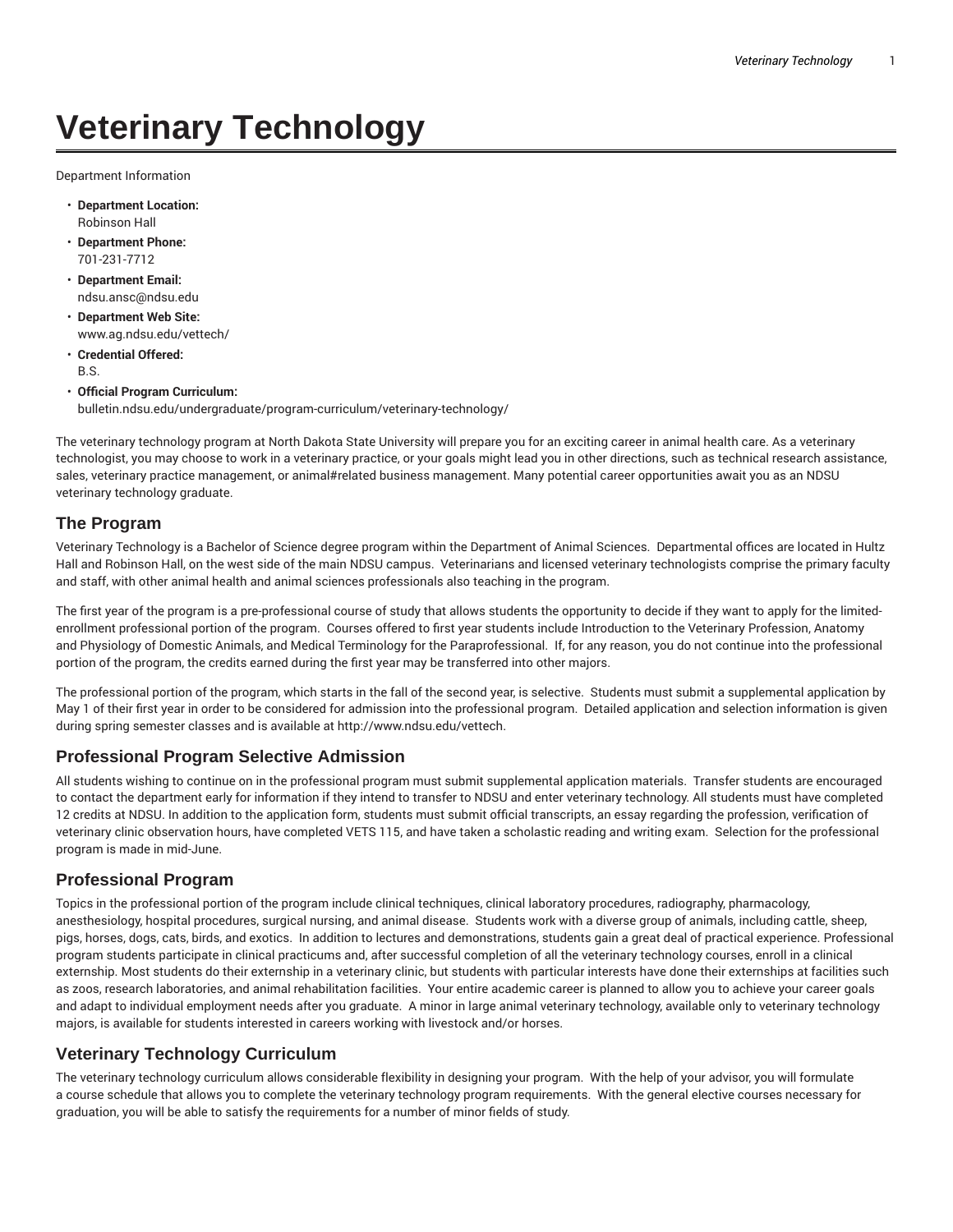# Veterinary Technology

Department Information

- **Department Location:**
  Robinson Hall
- **Department Phone:**
  701-231-7712
- **Department Email:**
  ndsu.ansc@ndsu.edu
- **Department Web Site:**
  www.ag.ndsu.edu/vettech/
- **Credential Offered:**
  B.S.
- **Official Program Curriculum:**
  bulletin.ndsu.edu/undergraduate/program-curriculum/veterinary-technology/

The veterinary technology program at North Dakota State University will prepare you for an exciting career in animal health care. As a veterinary technologist, you may choose to work in a veterinary practice, or your goals might lead you in other directions, such as technical research assistance, sales, veterinary practice management, or animal#related business management. Many potential career opportunities await you as an NDSU veterinary technology graduate.

## The Program

Veterinary Technology is a Bachelor of Science degree program within the Department of Animal Sciences. Departmental offices are located in Hultz Hall and Robinson Hall, on the west side of the main NDSU campus. Veterinarians and licensed veterinary technologists comprise the primary faculty and staff, with other animal health and animal sciences professionals also teaching in the program.

The first year of the program is a pre-professional course of study that allows students the opportunity to decide if they want to apply for the limited-enrollment professional portion of the program. Courses offered to first year students include Introduction to the Veterinary Profession, Anatomy and Physiology of Domestic Animals, and Medical Terminology for the Paraprofessional. If, for any reason, you do not continue into the professional portion of the program, the credits earned during the first year may be transferred into other majors.

The professional portion of the program, which starts in the fall of the second year, is selective. Students must submit a supplemental application by May 1 of their first year in order to be considered for admission into the professional program. Detailed application and selection information is given during spring semester classes and is available at http://www.ndsu.edu/vettech.

## Professional Program Selective Admission

All students wishing to continue on in the professional program must submit supplemental application materials. Transfer students are encouraged to contact the department early for information if they intend to transfer to NDSU and enter veterinary technology. All students must have completed 12 credits at NDSU. In addition to the application form, students must submit official transcripts, an essay regarding the profession, verification of veterinary clinic observation hours, have completed VETS 115, and have taken a scholastic reading and writing exam. Selection for the professional program is made in mid-June.

## Professional Program

Topics in the professional portion of the program include clinical techniques, clinical laboratory procedures, radiography, pharmacology, anesthesiology, hospital procedures, surgical nursing, and animal disease. Students work with a diverse group of animals, including cattle, sheep, pigs, horses, dogs, cats, birds, and exotics. In addition to lectures and demonstrations, students gain a great deal of practical experience. Professional program students participate in clinical practicums and, after successful completion of all the veterinary technology courses, enroll in a clinical externship. Most students do their externship in a veterinary clinic, but students with particular interests have done their externships at facilities such as zoos, research laboratories, and animal rehabilitation facilities. Your entire academic career is planned to allow you to achieve your career goals and adapt to individual employment needs after you graduate. A minor in large animal veterinary technology, available only to veterinary technology majors, is available for students interested in careers working with livestock and/or horses.

## Veterinary Technology Curriculum

The veterinary technology curriculum allows considerable flexibility in designing your program. With the help of your advisor, you will formulate a course schedule that allows you to complete the veterinary technology program requirements. With the general elective courses necessary for graduation, you will be able to satisfy the requirements for a number of minor fields of study.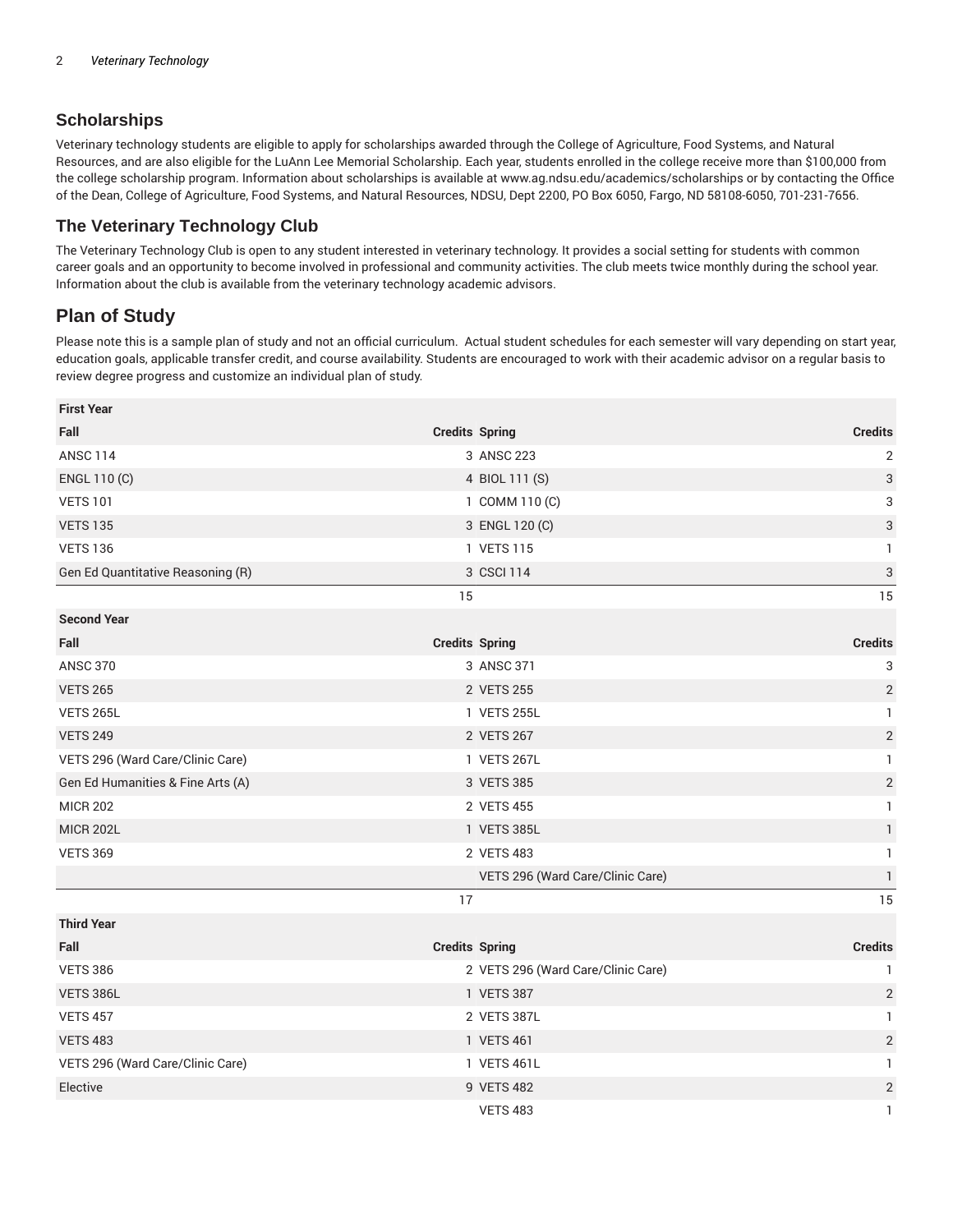## Scholarships

Veterinary technology students are eligible to apply for scholarships awarded through the College of Agriculture, Food Systems, and Natural Resources, and are also eligible for the LuAnn Lee Memorial Scholarship. Each year, students enrolled in the college receive more than $100,000 from the college scholarship program. Information about scholarships is available at www.ag.ndsu.edu/academics/scholarships or by contacting the Office of the Dean, College of Agriculture, Food Systems, and Natural Resources, NDSU, Dept 2200, PO Box 6050, Fargo, ND 58108-6050, 701-231-7656.

## The Veterinary Technology Club

The Veterinary Technology Club is open to any student interested in veterinary technology. It provides a social setting for students with common career goals and an opportunity to become involved in professional and community activities. The club meets twice monthly during the school year. Information about the club is available from the veterinary technology academic advisors.

## Plan of Study

Please note this is a sample plan of study and not an official curriculum. Actual student schedules for each semester will vary depending on start year, education goals, applicable transfer credit, and course availability. Students are encouraged to work with their academic advisor on a regular basis to review degree progress and customize an individual plan of study.

| First Year | | | |
|---|---|---|---|
| **Fall** | **Credits** | **Spring** | **Credits** |
| ANSC 114 | 3 | ANSC 223 | 2 |
| ENGL 110 (C) | 4 | BIOL 111 (S) | 3 |
| VETS 101 | 1 | COMM 110 (C) | 3 |
| VETS 135 | 3 | ENGL 120 (C) | 3 |
| VETS 136 | 1 | VETS 115 | 1 |
| Gen Ed Quantitative Reasoning (R) | 3 | CSCI 114 | 3 |
| | 15 | | 15 |
| **Second Year** | | | |
| **Fall** | **Credits** | **Spring** | **Credits** |
| ANSC 370 | 3 | ANSC 371 | 3 |
| VETS 265 | 2 | VETS 255 | 2 |
| VETS 265L | 1 | VETS 255L | 1 |
| VETS 249 | 2 | VETS 267 | 2 |
| VETS 296 (Ward Care/Clinic Care) | 1 | VETS 267L | 1 |
| Gen Ed Humanities & Fine Arts (A) | 3 | VETS 385 | 2 |
| MICR 202 | 2 | VETS 455 | 1 |
| MICR 202L | 1 | VETS 385L | 1 |
| VETS 369 | 2 | VETS 483 | 1 |
| | | VETS 296 (Ward Care/Clinic Care) | 1 |
| | 17 | | 15 |
| **Third Year** | | | |
| **Fall** | **Credits** | **Spring** | **Credits** |
| VETS 386 | 2 | VETS 296 (Ward Care/Clinic Care) | 1 |
| VETS 386L | 1 | VETS 387 | 2 |
| VETS 457 | 2 | VETS 387L | 1 |
| VETS 483 | 1 | VETS 461 | 2 |
| VETS 296 (Ward Care/Clinic Care) | 1 | VETS 461L | 1 |
| Elective | 9 | VETS 482 | 2 |
| | | VETS 483 | 1 |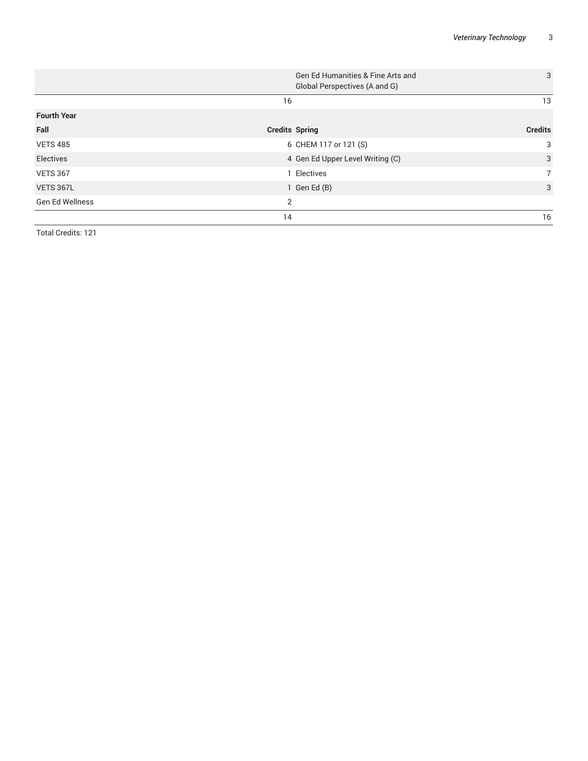| | | | |
|---|---|---|---|
| | | Gen Ed Humanities & Fine Arts and Global Perspectives (A and G) | 3 |
| | 16 | | 13 |
| **Fourth Year** | | | |
| **Fall** | **Credits** | **Spring** | **Credits** |
| VETS 485 | 6 | CHEM 117 or 121 (S) | 3 |
| Electives | 4 | Gen Ed Upper Level Writing (C) | 3 |
| VETS 367 | 1 | Electives | 7 |
| VETS 367L | 1 | Gen Ed (B) | 3 |
| Gen Ed Wellness | 2 | | |
| | 14 | | 16 |

Total Credits: 121